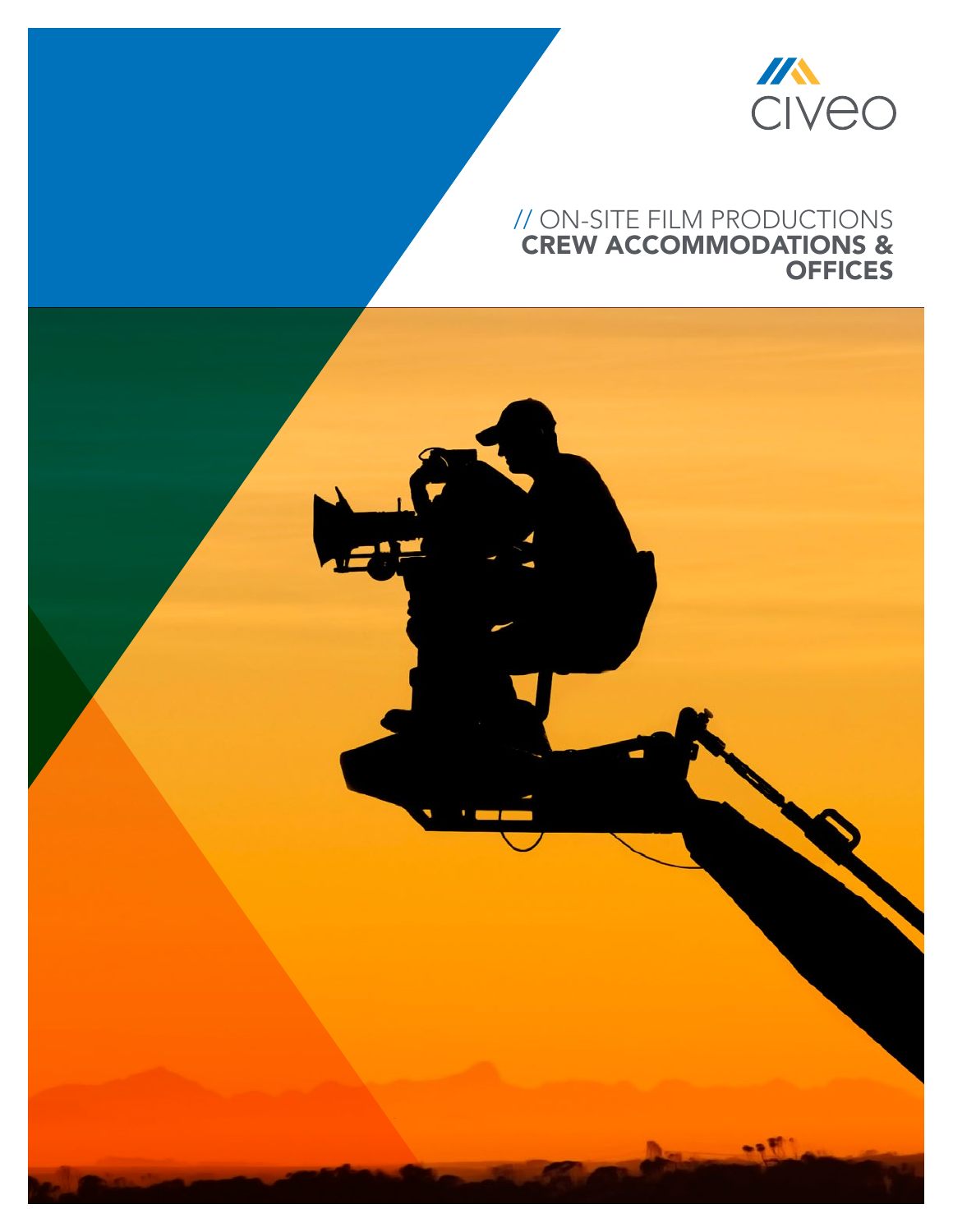civeo

// ON-SITE FILM PRODUCTIONS

# CREW ACCOMMODATIONS & OFFICES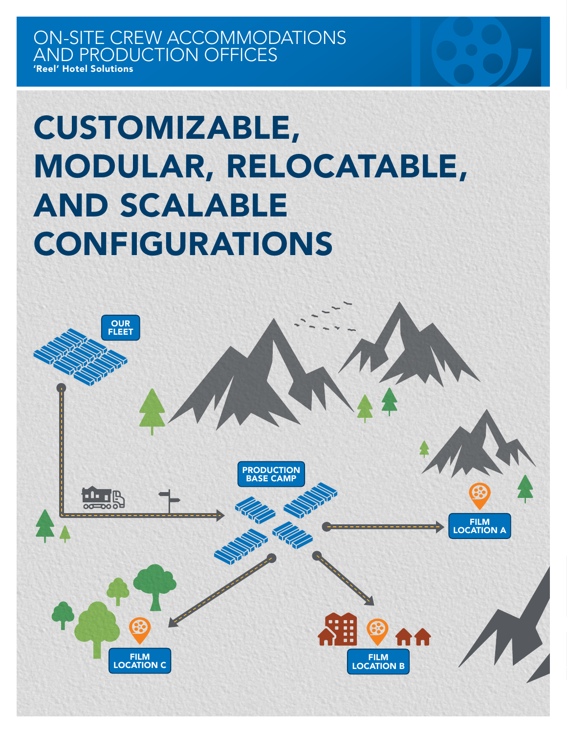ON-SITE CREW ACCOMMODATIONS AND PRODUCTION OFFICES

**'Reel' Hotel Solutions**

# CUSTOMIZABLE, MODULAR, RELOCATABLE, AND SCALABLE CONFIGURATIONS

OUR FLEET

PRODUCTION BASE CAMP

FILM LOCATION A

FILM LOCATION B

FILM LOCATION C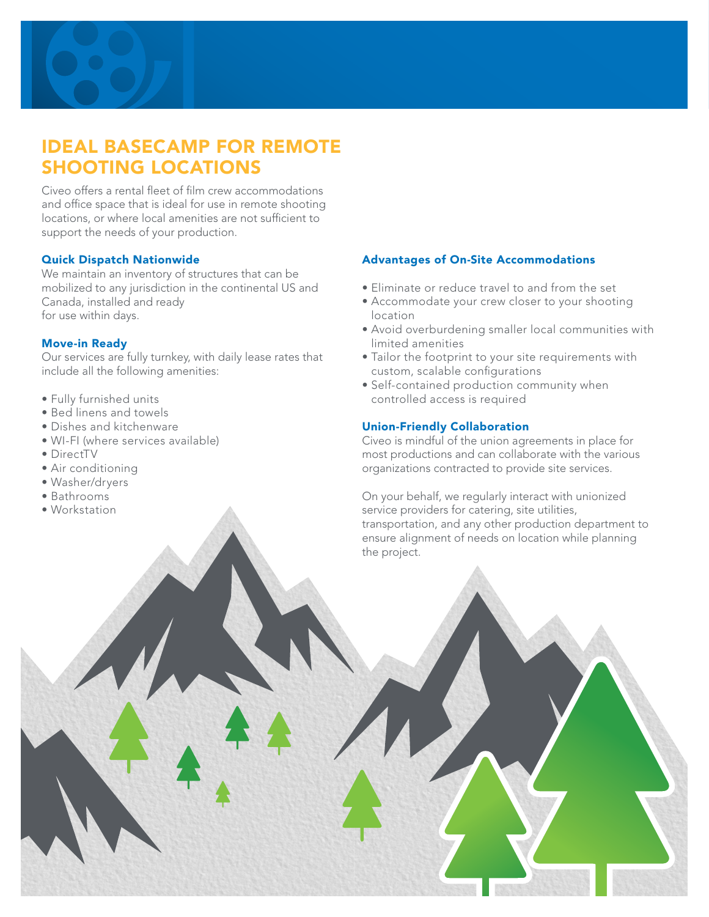# IDEAL BASECAMP FOR REMOTE SHOOTING LOCATIONS

Civeo offers a rental fleet of film crew accommodations and office space that is ideal for use in remote shooting locations, or where local amenities are not sufficient to support the needs of your production.

### Quick Dispatch Nationwide

We maintain an inventory of structures that can be mobilized to any jurisdiction in the continental US and Canada, installed and ready for use within days.

### Move-in Ready

Our services are fully turnkey, with daily lease rates that include all the following amenities:

- Fully furnished units
- Bed linens and towels
- Dishes and kitchenware
- WI-FI (where services available)
- DirectTV
- Air conditioning
- Washer/dryers
- Bathrooms
- Workstation

### Advantages of On-Site Accommodations

- Eliminate or reduce travel to and from the set
- Accommodate your crew closer to your shooting location
- Avoid overburdening smaller local communities with limited amenities
- Tailor the footprint to your site requirements with custom, scalable configurations
- Self-contained production community when controlled access is required

### Union-Friendly Collaboration

Civeo is mindful of the union agreements in place for most productions and can collaborate with the various organizations contracted to provide site services.

On your behalf, we regularly interact with unionized service providers for catering, site utilities, transportation, and any other production department to ensure alignment of needs on location while planning the project.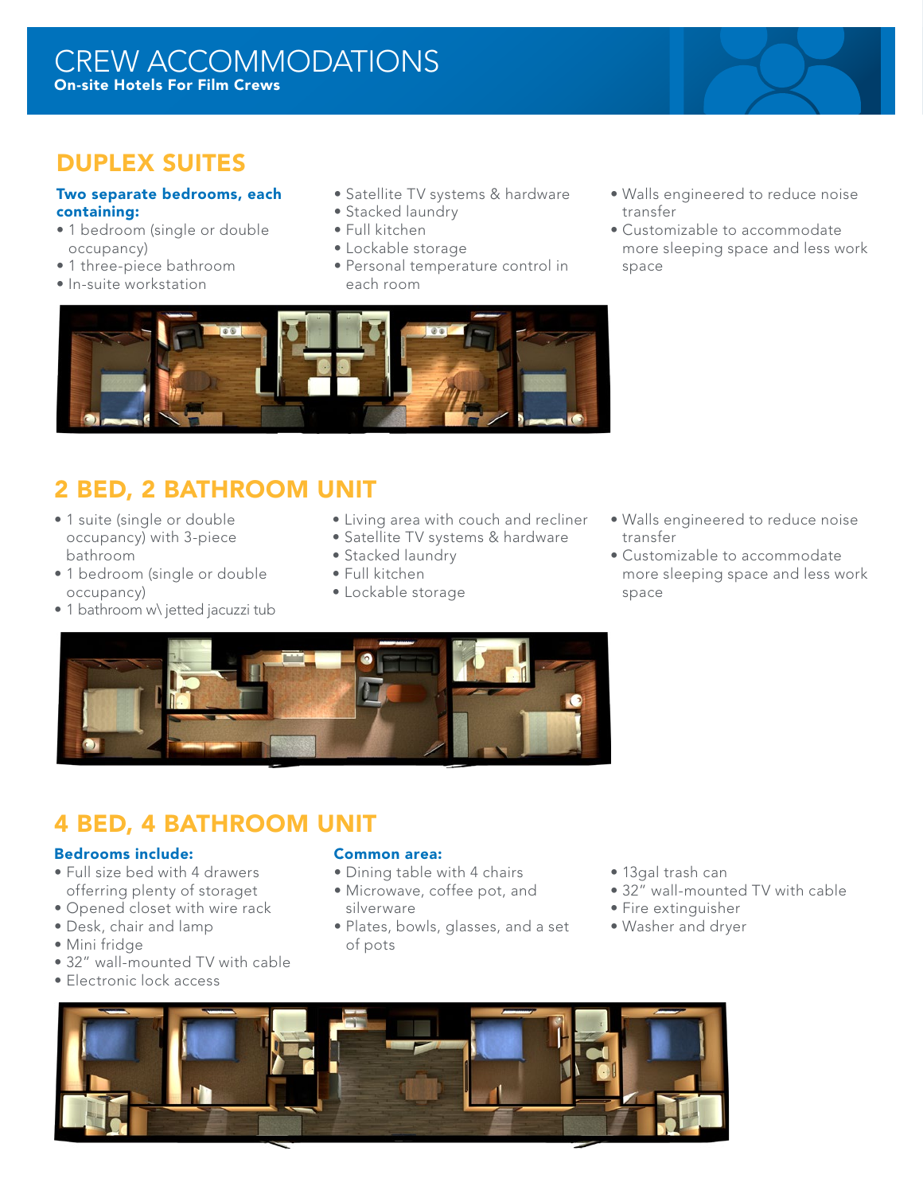# CREW ACCOMMODATIONS

**On-site Hotels For Film Crews**

## DUPLEX SUITES

**Two separate bedrooms, each containing:**

- 1 bedroom (single or double occupancy)
- 1 three-piece bathroom
- In-suite workstation
- Satellite TV systems & hardware
- Stacked laundry
- Full kitchen
- Lockable storage
- Personal temperature control in each room
- Walls engineered to reduce noise transfer
- Customizable to accommodate more sleeping space and less work space

## 2 BED, 2 BATHROOM UNIT

- 1 suite (single or double occupancy) with 3-piece bathroom
- 1 bedroom (single or double occupancy)
- 1 bathroom w\ jetted jacuzzi tub
- Living area with couch and recliner
- Satellite TV systems & hardware
- Stacked laundry
- Full kitchen
- Lockable storage
- Walls engineered to reduce noise transfer
- Customizable to accommodate more sleeping space and less work space

## 4 BED, 4 BATHROOM UNIT

**Bedrooms include:**

- Full size bed with 4 drawers offering plenty of storaget
- Opened closet with wire rack
- Desk, chair and lamp
- Mini fridge
- 32" wall-mounted TV with cable
- Electronic lock access

**Common area:**

- Dining table with 4 chairs
- Microwave, coffee pot, and silverware
- Plates, bowls, glasses, and a set of pots
- 13gal trash can
- 32" wall-mounted TV with cable
- Fire extinguisher
- Washer and dryer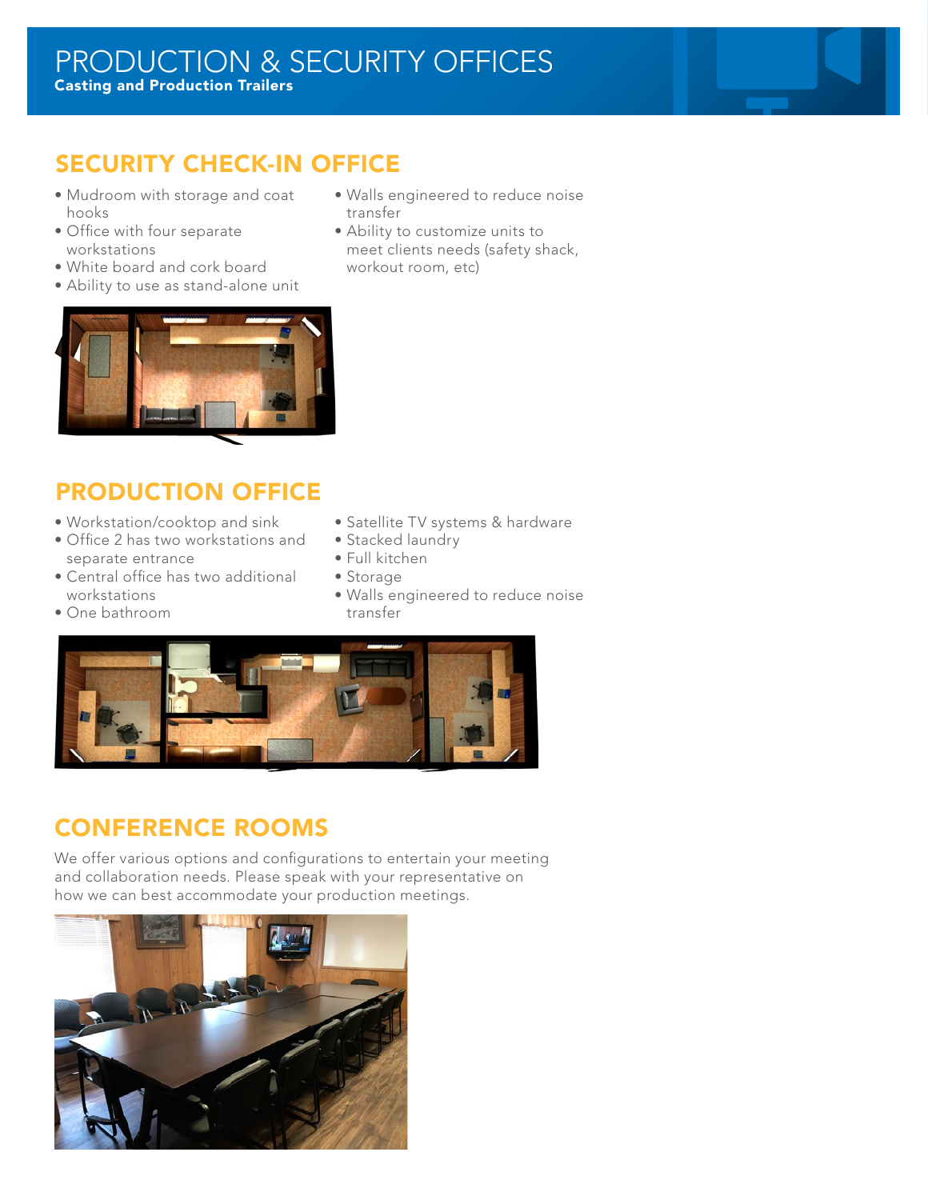# PRODUCTION & SECURITY OFFICES

**Casting and Production Trailers**

## SECURITY CHECK-IN OFFICE

- Mudroom with storage and coat hooks
- Office with four separate workstations
- White board and cork board
- Ability to use as stand-alone unit
- Walls engineered to reduce noise transfer
- Ability to customize units to meet clients needs (safety shack, workout room, etc)

## PRODUCTION OFFICE

- Workstation/cooktop and sink
- Office 2 has two workstations and separate entrance
- Central office has two additional workstations
- One bathroom
- Satellite TV systems & hardware
- Stacked laundry
- Full kitchen
- Storage
- Walls engineered to reduce noise transfer

## CONFERENCE ROOMS

We offer various options and configurations to entertain your meeting and collaboration needs. Please speak with your representative on how we can best accommodate your production meetings.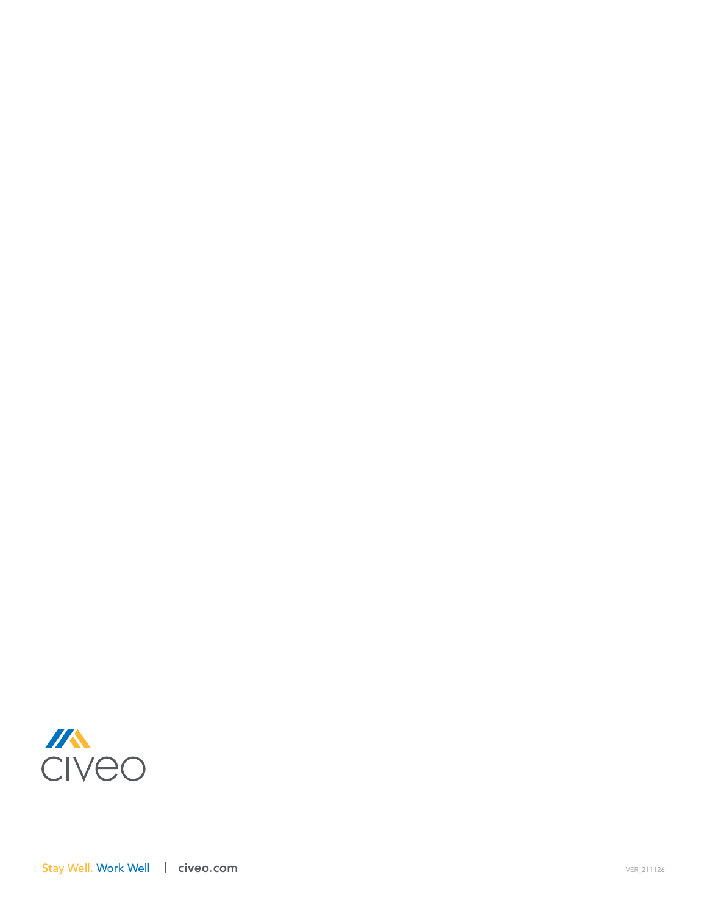civeo

Stay Well. Work Well | civeo.com

VER_211126